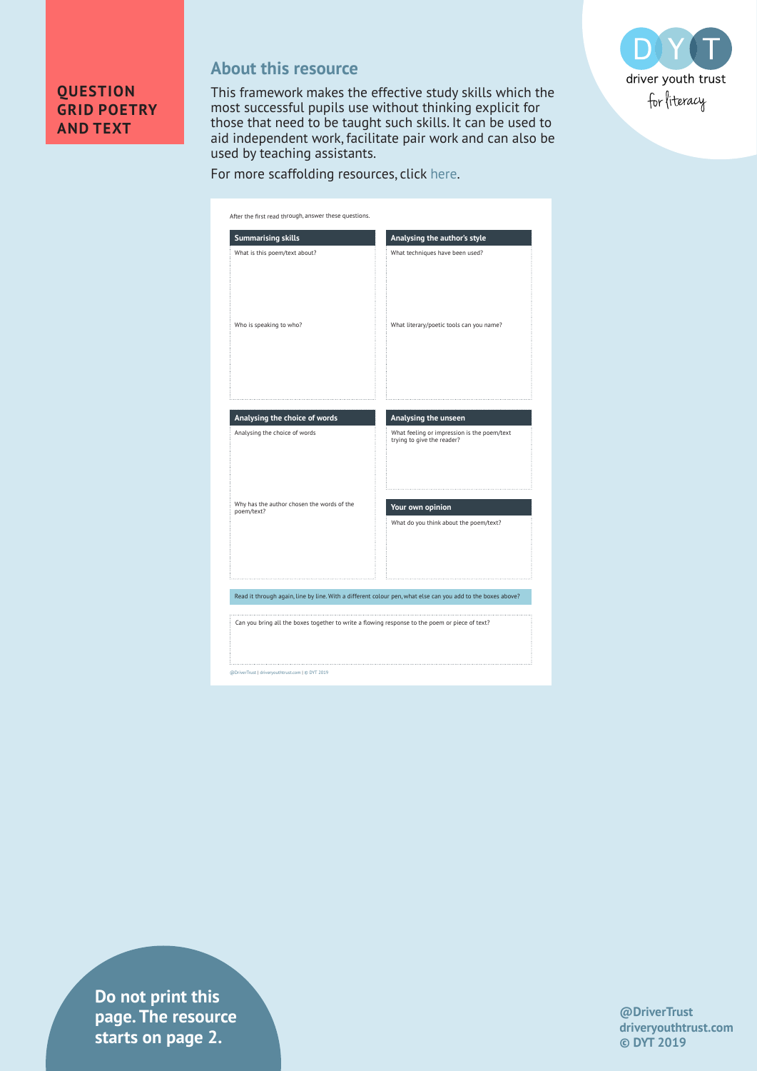**QUESTION GRID POETRY AND TEXT**

driver youth trust
for literacy

## About this resource

This framework makes the effective study skills which the most successful pupils use without thinking explicit for those that need to be taught such skills. It can be used to aid independent work, facilitate pair work and can also be used by teaching assistants.

For more scaffolding resources, click here.

After the first read through, answer these questions.

**Summarising skills**

What is this poem/text about?

Who is speaking to who?

**Analysing the author's style**

What techniques have been used?

What literary/poetic tools can you name?

**Analysing the choice of words**

Analysing the choice of words

Why has the author chosen the words of the poem/text?

**Analysing the unseen**

What feeling or impression is the poem/text trying to give the reader?

**Your own opinion**

What do you think about the poem/text?

Read it through again, line by line. With a different colour pen, what else can you add to the boxes above?

Can you bring all the boxes together to write a flowing response to the poem or piece of text?

@DriverTrust | driveryouthtrust.com | © DYT 2019

**Do not print this page. The resource starts on page 2.**

**@DriverTrust**
**driveryouthtrust.com**
**© DYT 2019**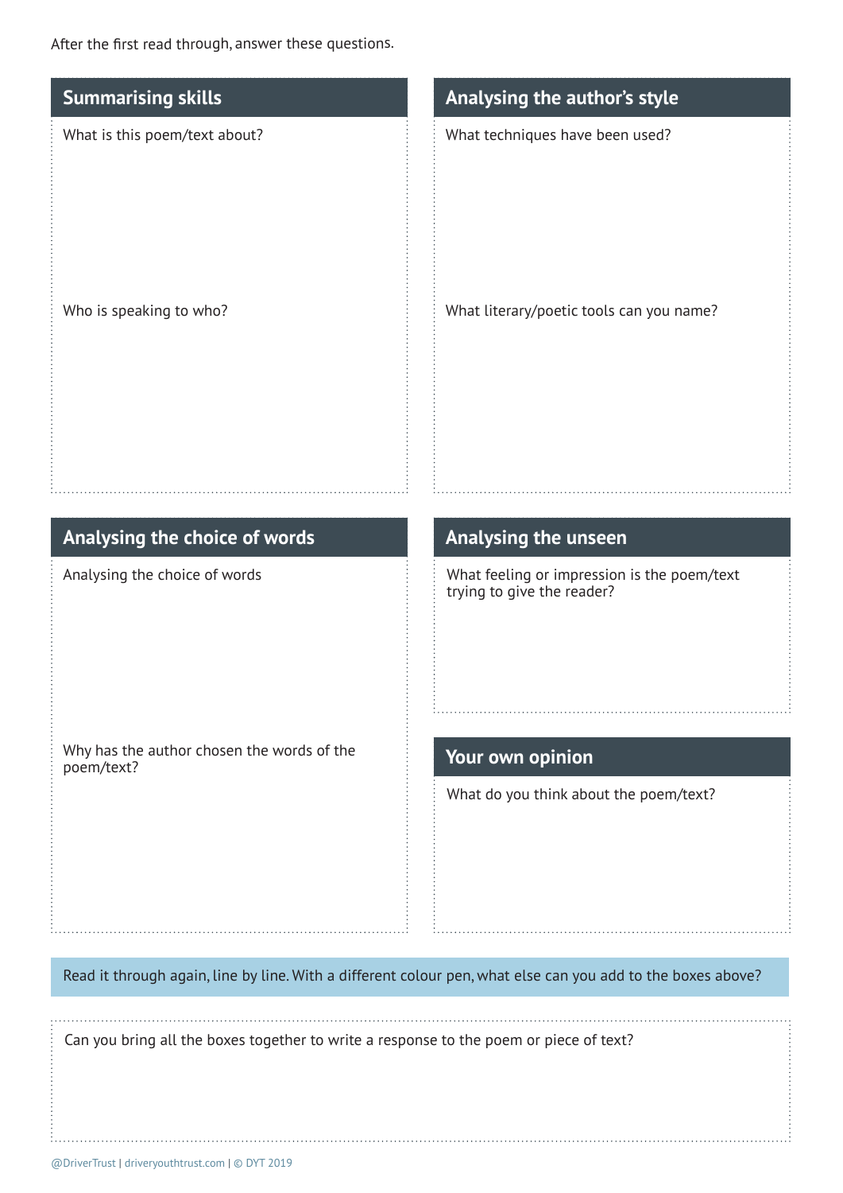After the first read through, answer these questions.

## Summarising skills

What is this poem/text about?

Who is speaking to who?

## Analysing the author's style

What techniques have been used?

What literary/poetic tools can you name?

## Analysing the choice of words

Analysing the choice of words

Why has the author chosen the words of the poem/text?

## Analysing the unseen

What feeling or impression is the poem/text trying to give the reader?

## Your own opinion

What do you think about the poem/text?

Read it through again, line by line. With a different colour pen, what else can you add to the boxes above?

Can you bring all the boxes together to write a response to the poem or piece of text?

@DriverTrust | driveryouthtrust.com | © DYT 2019